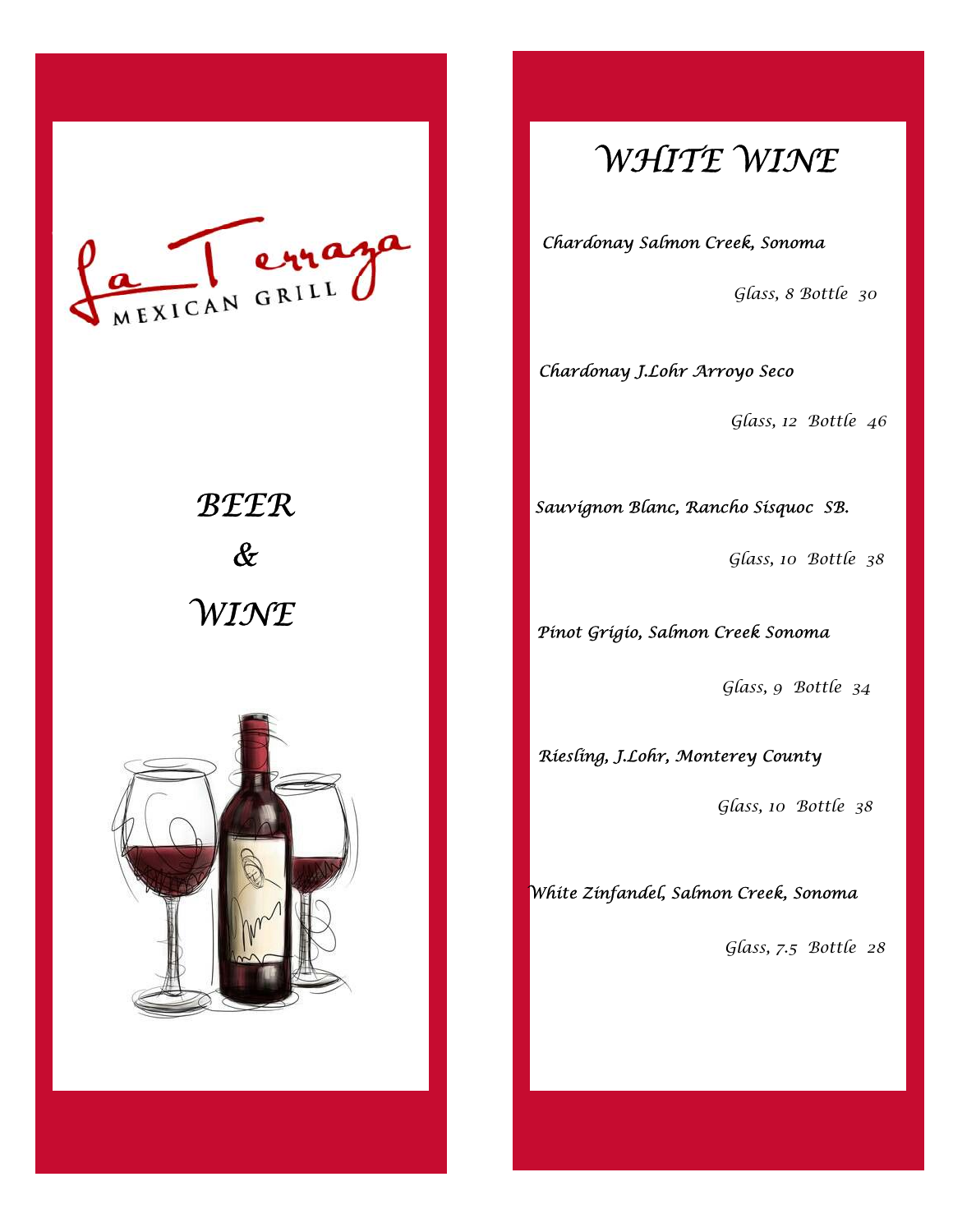La Terraza
MEXICAN GRILL

# BEER & WINE

## WHITE WINE

*Chardonay Salmon Creek, Sonoma*

*Glass, 8 Bottle 30*

*Chardonay J.Lohr Arroyo Seco*

*Glass, 12 Bottle 46*

*Sauvignon Blanc, Rancho Sisquoc SB.*

*Glass, 10 Bottle 38*

*Pinot Grigio, Salmon Creek Sonoma*

*Glass, 9 Bottle 34*

*Riesling, J.Lohr, Monterey County*

*Glass, 10 Bottle 38*

*White Zinfandel, Salmon Creek, Sonoma*

*Glass, 7.5 Bottle 28*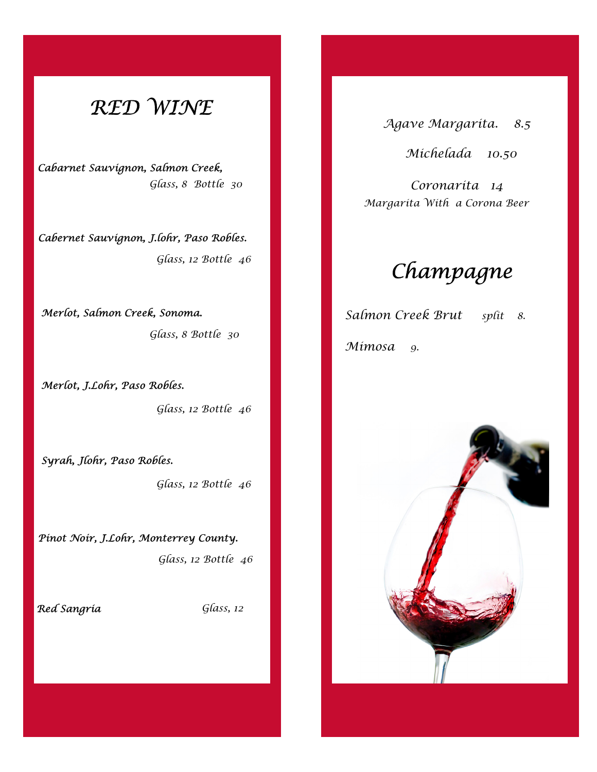# RED WINE

*Cabarnet Sauvignon, Salmon Creek,*
*Glass, 8 Bottle 30*

*Cabernet Sauvignon, J.lohr, Paso Robles.*
*Glass, 12 Bottle 46*

*Merlot, Salmon Creek, Sonoma.*
*Glass, 8 Bottle 30*

*Merlot, J.Lohr, Paso Robles.*
*Glass, 12 Bottle 46*

*Syrah, Jlohr, Paso Robles.*
*Glass, 12 Bottle 46*

*Pinot Noir, J.Lohr, Monterrey County.*
*Glass, 12 Bottle 46*

*Red Sangria* *Glass, 12*

*Agave Margarita. 8.5*

*Michelada 10.50*

*Coronarita 14*
*Margarita With a Corona Beer*

# Champagne

*Salmon Creek Brut split 8.*

*Mimosa 9.*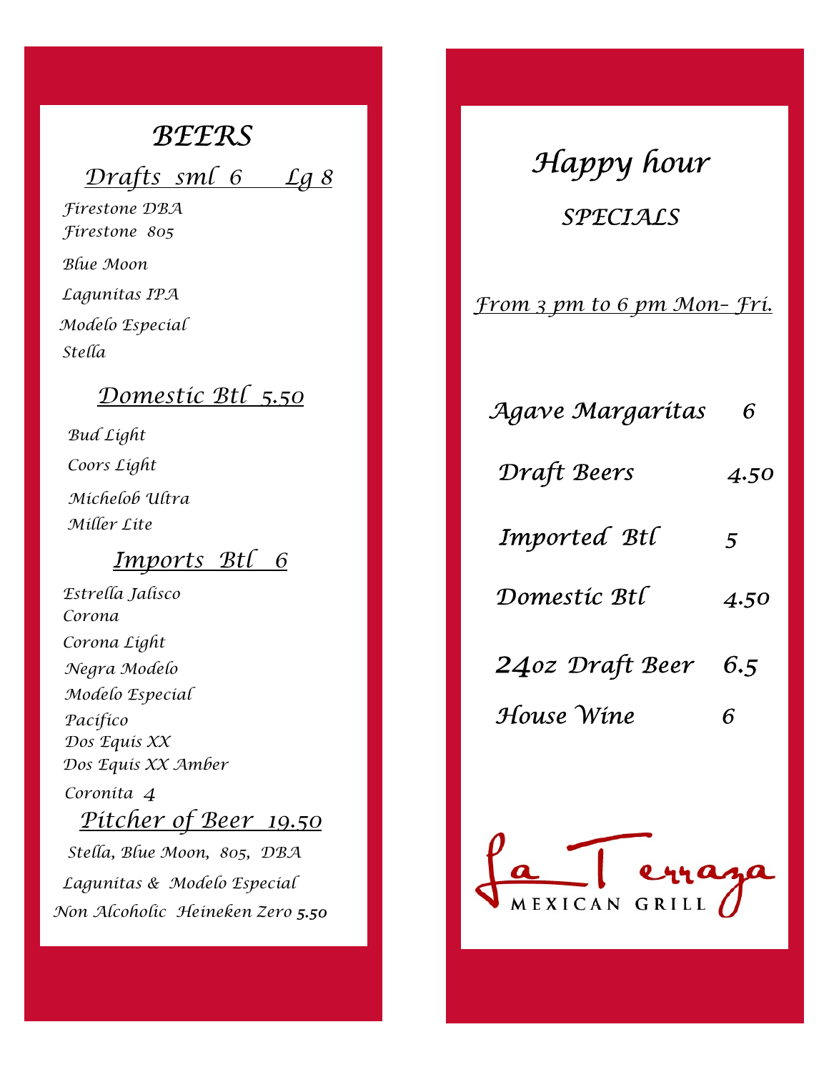# BEERS

## Drafts sml 6 Lg 8

Firestone DBA
Firestone 805
Blue Moon
Lagunitas IPA
Modelo Especial
Stella

## Domestic Btl 5.50

Bud Light
Coors Light
Michelob Ultra
Miller Lite

## Imports Btl 6

Estrella Jalisco
Corona
Corona Light
Negra Modelo
Modelo Especial
Pacifico
Dos Equis XX
Dos Equis XX Amber
Coronita 4

## Pitcher of Beer 19.50

Stella, Blue Moon, 805, DBA
Lagunitas & Modelo Especial
Non Alcoholic Heineken Zero 5.50

# Happy hour

## SPECIALS

From 3 pm to 6 pm Mon- Fri.

| | |
|---|---|
| Agave Margaritas | 6 |
| Draft Beers | 4.50 |
| Imported Btl | 5 |
| Domestic Btl | 4.50 |
| 24oz Draft Beer | 6.5 |
| House Wine | 6 |

La Terraza
MEXICAN GRILL